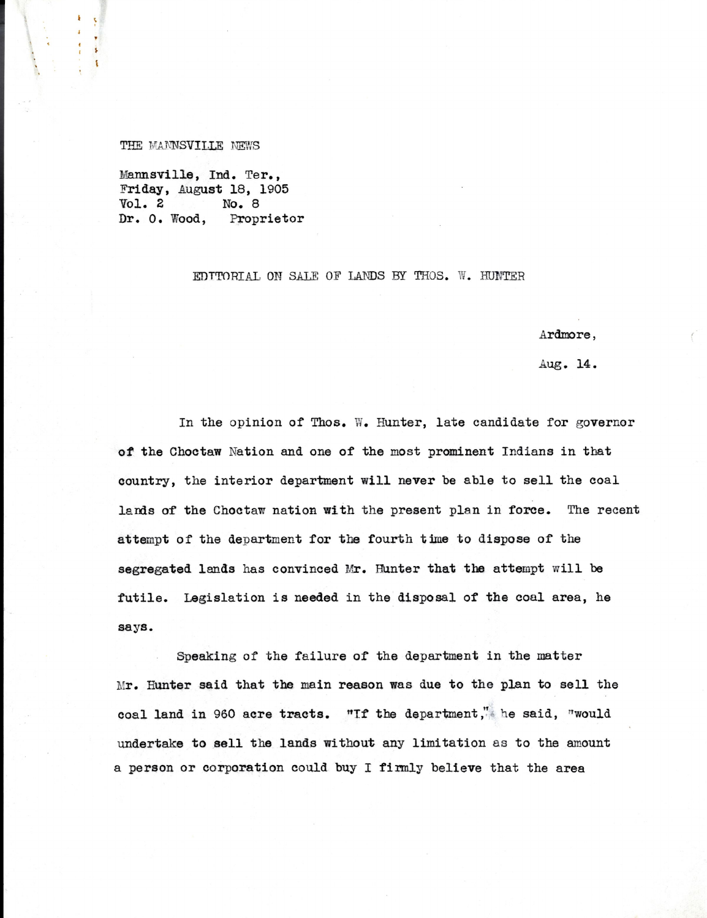THE MANNSVILLE NEWS

Mannsville, Ind. Ter.,
Friday, August 18, 1905
Vol. 2 No. 8
Dr. O. Wood, Proprietor

EDITORIAL ON SALE OF LANDS BY THOS. W. HUNTER

Ardmore,

Aug. 14.

In the opinion of Thos. W. Hunter, late candidate for governor of the Choctaw Nation and one of the most prominent Indians in that country, the interior department will never be able to sell the coal lands of the Choctaw nation with the present plan in force. The recent attempt of the department for the fourth time to dispose of the segregated lands has convinced Mr. Hunter that the attempt will be futile. Legislation is needed in the disposal of the coal area, he says.

Speaking of the failure of the department in the matter Mr. Hunter said that the main reason was due to the plan to sell the coal land in 960 acre tracts. "If the department," he said, "would undertake to sell the lands without any limitation as to the amount a person or corporation could buy I firmly believe that the area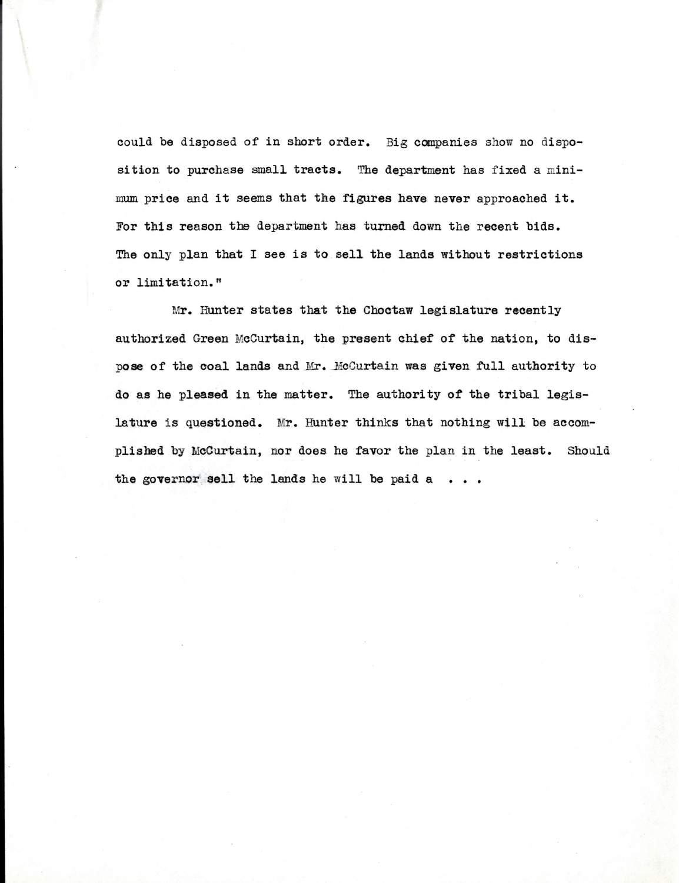could be disposed of in short order. Big companies show no disposition to purchase small tracts. The department has fixed a minimum price and it seems that the figures have never approached it. For this reason the department has turned down the recent bids. The only plan that I see is to sell the lands without restrictions or limitation."

Mr. Hunter states that the Choctaw legislature recently authorized Green McCurtain, the present chief of the nation, to dispose of the coal lands and Mr. McCurtain was given full authority to do as he pleased in the matter. The authority of the tribal legislature is questioned. Mr. Hunter thinks that nothing will be accomplished by McCurtain, nor does he favor the plan in the least. Should the governor sell the lands he will be paid a . . .